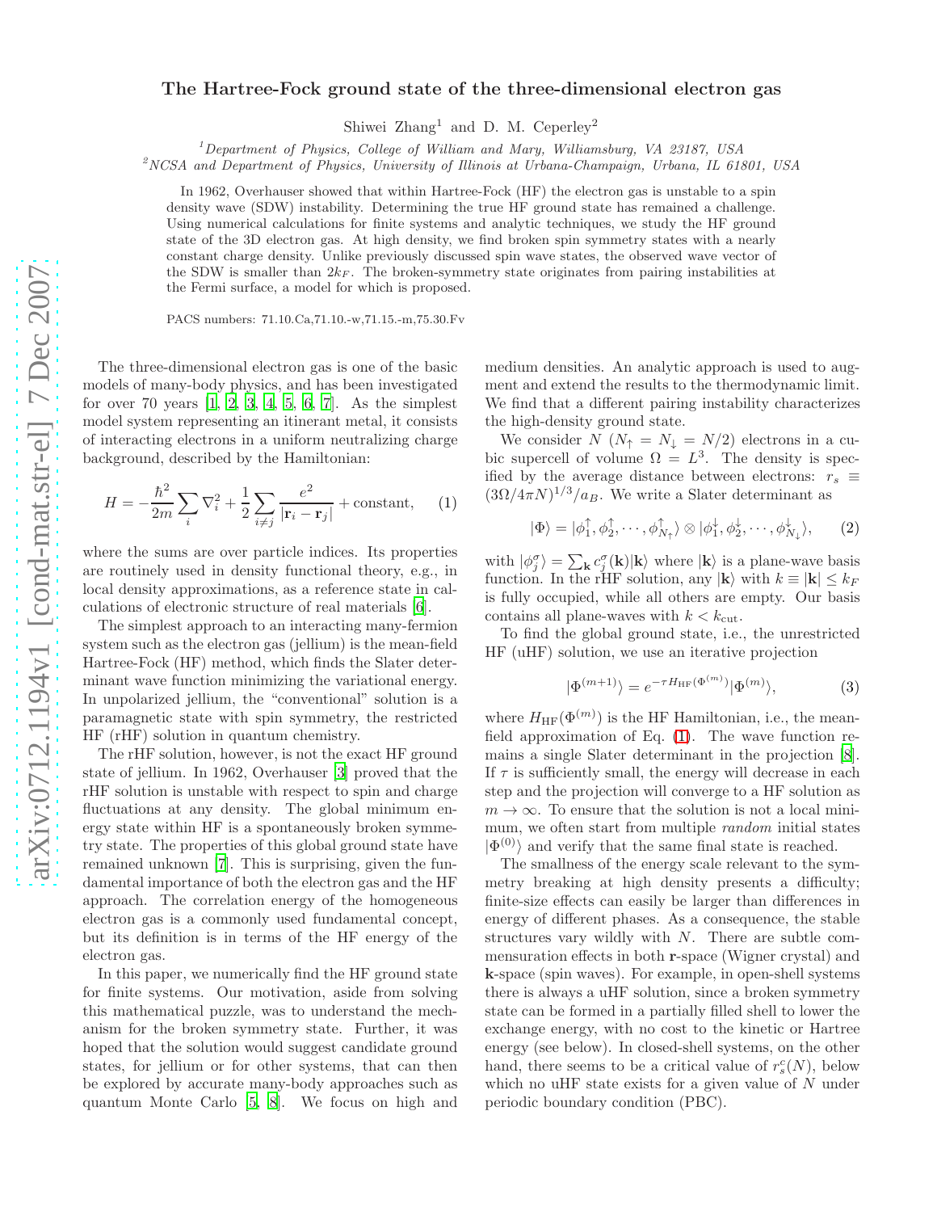# The Hartree-Fock ground state of the three-dimensional electron gas

Shiwei Zhang[1] and D. M. Ceperley[2]

[1]Department of Physics, College of William and Mary, Williamsburg, VA 23187, USA
[2]NCSA and Department of Physics, University of Illinois at Urbana-Champaign, Urbana, IL 61801, USA

In 1962, Overhauser showed that within Hartree-Fock (HF) the electron gas is unstable to a spin density wave (SDW) instability. Determining the true HF ground state has remained a challenge. Using numerical calculations for finite systems and analytic techniques, we study the HF ground state of the 3D electron gas. At high density, we find broken spin symmetry states with a nearly constant charge density. Unlike previously discussed spin wave states, the observed wave vector of the SDW is smaller than $2k_F$. The broken-symmetry state originates from pairing instabilities at the Fermi surface, a model for which is proposed.

PACS numbers: 71.10.Ca,71.10.-w,71.15.-m,75.30.Fv

The three-dimensional electron gas is one of the basic models of many-body physics, and has been investigated for over 70 years [1, 2, 3, 4, 5, 6, 7]. As the simplest model system representing an itinerant metal, it consists of interacting electrons in a uniform neutralizing charge background, described by the Hamiltonian:

$$H = -\frac{\hbar^2}{2m}\sum_i \nabla_i^2 + \frac{1}{2}\sum_{i\neq j}\frac{e^2}{|\mathbf{r}_i - \mathbf{r}_j|} + \text{constant}, \tag{1}$$

where the sums are over particle indices. Its properties are routinely used in density functional theory, e.g., in local density approximations, as a reference state in calculations of electronic structure of real materials [6].

The simplest approach to an interacting many-fermion system such as the electron gas (jellium) is the mean-field Hartree-Fock (HF) method, which finds the Slater determinant wave function minimizing the variational energy. In unpolarized jellium, the "conventional" solution is a paramagnetic state with spin symmetry, the restricted HF (rHF) solution in quantum chemistry.

The rHF solution, however, is not the exact HF ground state of jellium. In 1962, Overhauser [3] proved that the rHF solution is unstable with respect to spin and charge fluctuations at any density. The global minimum energy state within HF is a spontaneously broken symmetry state. The properties of this global ground state have remained unknown [7]. This is surprising, given the fundamental importance of both the electron gas and the HF approach. The correlation energy of the homogeneous electron gas is a commonly used fundamental concept, but its definition is in terms of the HF energy of the electron gas.

In this paper, we numerically find the HF ground state for finite systems. Our motivation, aside from solving this mathematical puzzle, was to understand the mechanism for the broken symmetry state. Further, it was hoped that the solution would suggest candidate ground states, for jellium or for other systems, that can then be explored by accurate many-body approaches such as quantum Monte Carlo [5, 8]. We focus on high and medium densities. An analytic approach is used to augment and extend the results to the thermodynamic limit. We find that a different pairing instability characterizes the high-density ground state.

We consider $N$ ($N_\uparrow = N_\downarrow = N/2$) electrons in a cubic supercell of volume $\Omega = L^3$. The density is specified by the average distance between electrons: $r_s \equiv (3\Omega/4\pi N)^{1/3}/a_B$. We write a Slater determinant as

$$|\Phi\rangle = |\phi_1^\uparrow, \phi_2^\uparrow, \cdots, \phi_{N_\uparrow}^\uparrow\rangle \otimes |\phi_1^\downarrow, \phi_2^\downarrow, \cdots, \phi_{N_\downarrow}^\downarrow\rangle, \tag{2}$$

with $|\phi_j^\sigma\rangle = \sum_{\mathbf{k}} c_j^\sigma(\mathbf{k})|\mathbf{k}\rangle$ where $|\mathbf{k}\rangle$ is a plane-wave basis function. In the rHF solution, any $|\mathbf{k}\rangle$ with $k \equiv |\mathbf{k}| \leq k_F$ is fully occupied, while all others are empty. Our basis contains all plane-waves with $k < k_{\text{cut}}$.

To find the global ground state, i.e., the unrestricted HF (uHF) solution, we use an iterative projection

$$|\Phi^{(m+1)}\rangle = e^{-\tau H_{\text{HF}}(\Phi^{(m)})}|\Phi^{(m)}\rangle, \tag{3}$$

where $H_{\text{HF}}(\Phi^{(m)})$ is the HF Hamiltonian, i.e., the mean-field approximation of Eq. (1). The wave function remains a single Slater determinant in the projection [8]. If $\tau$ is sufficiently small, the energy will decrease in each step and the projection will converge to a HF solution as $m \to \infty$. To ensure that the solution is not a local minimum, we often start from multiple *random* initial states $|\Phi^{(0)}\rangle$ and verify that the same final state is reached.

The smallness of the energy scale relevant to the symmetry breaking at high density presents a difficulty; finite-size effects can easily be larger than differences in energy of different phases. As a consequence, the stable structures vary wildly with $N$. There are subtle commensuration effects in both $\mathbf{r}$-space (Wigner crystal) and $\mathbf{k}$-space (spin waves). For example, in open-shell systems there is always a uHF solution, since a broken symmetry state can be formed in a partially filled shell to lower the exchange energy, with no cost to the kinetic or Hartree energy (see below). In closed-shell systems, on the other hand, there seems to be a critical value of $r_s^c(N)$, below which no uHF state exists for a given value of $N$ under periodic boundary condition (PBC).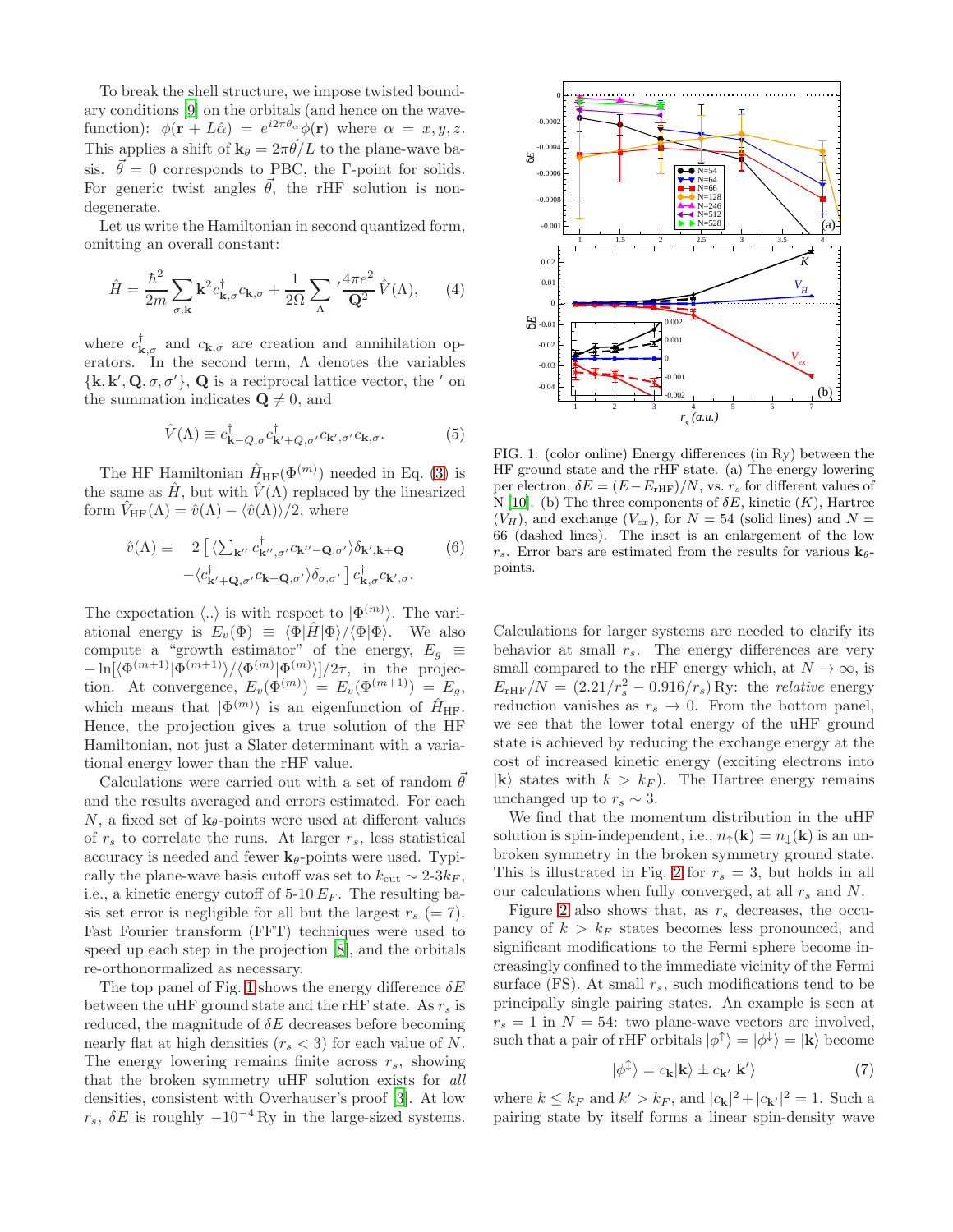To break the shell structure, we impose twisted boundary conditions [9] on the orbitals (and hence on the wavefunction): $\phi(\mathbf{r}+L\hat{\alpha}) = e^{i2\pi\theta_\alpha}\phi(\mathbf{r})$ where $\alpha = x, y, z$. This applies a shift of $\mathbf{k}_\theta = 2\pi\vec{\theta}/L$ to the plane-wave basis. $\vec{\theta} = 0$ corresponds to PBC, the Γ-point for solids. For generic twist angles $\vec{\theta}$, the rHF solution is non-degenerate.

Let us write the Hamiltonian in second quantized form, omitting an overall constant:

$$\hat{H} = \frac{\hbar^2}{2m}\sum_{\sigma,\mathbf{k}} \mathbf{k}^2 c^\dagger_{\mathbf{k},\sigma} c_{\mathbf{k},\sigma} + \frac{1}{2\Omega}\sum_{\Lambda}{}' \frac{4\pi e^2}{\mathbf{Q}^2}\hat{V}(\Lambda), \quad (4)$$

where $c^\dagger_{\mathbf{k},\sigma}$ and $c_{\mathbf{k},\sigma}$ are creation and annihilation operators. In the second term, $\Lambda$ denotes the variables $\{\mathbf{k},\mathbf{k}',\mathbf{Q},\sigma,\sigma'\}$, $\mathbf{Q}$ is a reciprocal lattice vector, the $'$ on the summation indicates $\mathbf{Q} \neq 0$, and

$$\hat{V}(\Lambda) \equiv c^\dagger_{\mathbf{k}-Q,\sigma} c^\dagger_{\mathbf{k}'+Q,\sigma'} c_{\mathbf{k}',\sigma'} c_{\mathbf{k},\sigma}. \quad (5)$$

The HF Hamiltonian $\hat{H}_{\rm HF}(\Phi^{(m)})$ needed in Eq. (3) is the same as $\hat{H}$, but with $\hat{V}(\Lambda)$ replaced by the linearized form $\hat{V}_{\rm HF}(\Lambda) = \hat{v}(\Lambda) - \langle\hat{v}(\Lambda)\rangle/2$, where

$$\begin{aligned}\hat{v}(\Lambda) \equiv \quad & 2\,\big[\,\langle \textstyle\sum_{\mathbf{k}''} c^\dagger_{\mathbf{k}'',\sigma'} c_{\mathbf{k}''-\mathbf{Q},\sigma'}\rangle \delta_{\mathbf{k}',\mathbf{k}+\mathbf{Q}} \\ & -\langle c^\dagger_{\mathbf{k}'+\mathbf{Q},\sigma'} c_{\mathbf{k}+\mathbf{Q},\sigma'}\rangle\delta_{\sigma,\sigma'}\,\big]\, c^\dagger_{\mathbf{k},\sigma} c_{\mathbf{k}',\sigma}.\end{aligned} \quad (6)$$

The expectation $\langle..\rangle$ is with respect to $|\Phi^{(m)}\rangle$. The variational energy is $E_v(\Phi) \equiv \langle\Phi|\hat{H}|\Phi\rangle/\langle\Phi|\Phi\rangle$. We also compute a "growth estimator" of the energy, $E_g \equiv -\ln[\langle\Phi^{(m+1)}|\Phi^{(m+1)}\rangle/\langle\Phi^{(m)}|\Phi^{(m)}\rangle]/2\tau$, in the projection. At convergence, $E_v(\Phi^{(m)}) = E_v(\Phi^{(m+1)}) = E_g$, which means that $|\Phi^{(m)}\rangle$ is an eigenfunction of $\hat{H}_{\rm HF}$. Hence, the projection gives a true solution of the HF Hamiltonian, not just a Slater determinant with a variational energy lower than the rHF value.

Calculations were carried out with a set of random $\vec{\theta}$ and the results averaged and errors estimated. For each $N$, a fixed set of $\mathbf{k}_\theta$-points were used at different values of $r_s$ to correlate the runs. At larger $r_s$, less statistical accuracy is needed and fewer $\mathbf{k}_\theta$-points were used. Typically the plane-wave basis cutoff was set to $k_{\rm cut} \sim$ 2-3$k_F$, i.e., a kinetic energy cutoff of 5-10 $E_F$. The resulting basis set error is negligible for all but the largest $r_s$ (= 7). Fast Fourier transform (FFT) techniques were used to speed up each step in the projection [8], and the orbitals re-orthonormalized as necessary.

The top panel of Fig. 1 shows the energy difference $\delta E$ between the uHF ground state and the rHF state. As $r_s$ is reduced, the magnitude of $\delta E$ decreases before becoming nearly flat at high densities ($r_s < 3$) for each value of $N$. The energy lowering remains finite across $r_s$, showing that the broken symmetry uHF solution exists for *all* densities, consistent with Overhauser's proof [3]. At low $r_s$, $\delta E$ is roughly $-10^{-4}$ Ry in the large-sized systems.

FIG. 1: (color online) Energy differences (in Ry) between the HF ground state and the rHF state. (a) The energy lowering per electron, $\delta E = (E - E_{\rm rHF})/N$, vs. $r_s$ for different values of N [10]. (b) The three components of $\delta E$, kinetic ($K$), Hartree ($V_H$), and exchange ($V_{ex}$), for $N = 54$ (solid lines) and $N = 66$ (dashed lines). The inset is an enlargement of the low $r_s$. Error bars are estimated from the results for various $\mathbf{k}_\theta$-points.

Calculations for larger systems are needed to clarify its behavior at small $r_s$. The energy differences are very small compared to the rHF energy which, at $N \to \infty$, is $E_{\rm rHF}/N = (2.21/r_s^2 - 0.916/r_s)$ Ry: the *relative* energy reduction vanishes as $r_s \to 0$. From the bottom panel, we see that the lower total energy of the uHF ground state is achieved by reducing the exchange energy at the cost of increased kinetic energy (exciting electrons into $|\mathbf{k}\rangle$ states with $k > k_F$). The Hartree energy remains unchanged up to $r_s \sim 3$.

We find that the momentum distribution in the uHF solution is spin-independent, i.e., $n_\uparrow(\mathbf{k}) = n_\downarrow(\mathbf{k})$ is an unbroken symmetry in the broken symmetry ground state. This is illustrated in Fig. 2 for $r_s = 3$, but holds in all our calculations when fully converged, at all $r_s$ and $N$.

Figure 2 also shows that, as $r_s$ decreases, the occupancy of $k > k_F$ states becomes less pronounced, and significant modifications to the Fermi sphere become increasingly confined to the immediate vicinity of the Fermi surface (FS). At small $r_s$, such modifications tend to be principally single pairing states. An example is seen at $r_s = 1$ in $N = 54$: two plane-wave vectors are involved, such that a pair of rHF orbitals $|\phi^\uparrow\rangle = |\phi^\downarrow\rangle = |\mathbf{k}\rangle$ become

$$|\phi^{\updownarrow}\rangle = c_{\mathbf{k}}|\mathbf{k}\rangle \pm c_{\mathbf{k}'}|\mathbf{k}'\rangle \quad (7)$$

where $k \le k_F$ and $k' > k_F$, and $|c_{\mathbf{k}}|^2 + |c_{\mathbf{k}'}|^2 = 1$. Such a pairing state by itself forms a linear spin-density wave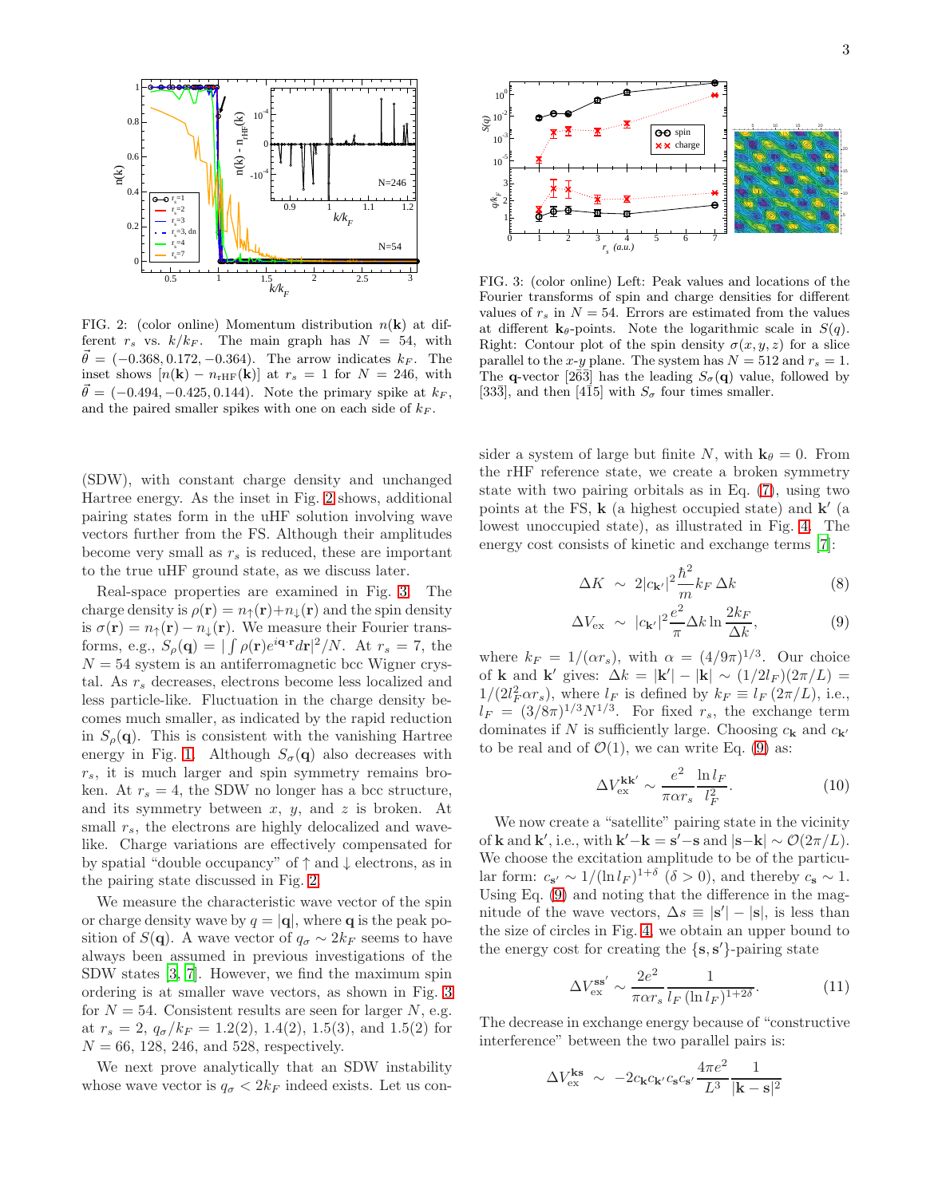FIG. 2: (color online) Momentum distribution $n(\mathbf{k})$ at different $r_s$ vs. $k/k_F$. The main graph has $N = 54$, with $\vec{\theta} = (-0.368, 0.172, -0.364)$. The arrow indicates $k_F$. The inset shows $[n(\mathbf{k}) - n_{\rm rHF}(\mathbf{k})]$ at $r_s = 1$ for $N = 246$, with $\vec{\theta} = (-0.494, -0.425, 0.144)$. Note the primary spike at $k_F$, and the paired smaller spikes with one on each side of $k_F$.

FIG. 3: (color online) Left: Peak values and locations of the Fourier transforms of spin and charge densities for different values of $r_s$ in $N = 54$. Errors are estimated from the values at different $\mathbf{k}_\theta$-points. Note the logarithmic scale in $S(q)$. Right: Contour plot of the spin density $\sigma(x, y, z)$ for a slice parallel to the $x$-$y$ plane. The system has $N = 512$ and $r_s = 1$. The $\mathbf{q}$-vector $[2\bar{6}3]$ has the leading $S_\sigma(\mathbf{q})$ value, followed by $[33\bar{3}]$, and then $[4\bar{1}5]$ with $S_\sigma$ four times smaller.

(SDW), with constant charge density and unchanged Hartree energy. As the inset in Fig. 2 shows, additional pairing states form in the uHF solution involving wave vectors further from the FS. Although their amplitudes become very small as $r_s$ is reduced, these are important to the true uHF ground state, as we discuss later.

Real-space properties are examined in Fig. 3. The charge density is $\rho(\mathbf{r}) = n_\uparrow(\mathbf{r}) + n_\downarrow(\mathbf{r})$ and the spin density is $\sigma(\mathbf{r}) = n_\uparrow(\mathbf{r}) - n_\downarrow(\mathbf{r})$. We measure their Fourier transforms, e.g., $S_\rho(\mathbf{q}) = |\int \rho(\mathbf{r}) e^{i\mathbf{q}\cdot\mathbf{r}} d\mathbf{r}|^2/N$. At $r_s = 7$, the $N = 54$ system is an antiferromagnetic bcc Wigner crystal. As $r_s$ decreases, electrons become less localized and less particle-like. Fluctuation in the charge density becomes much smaller, as indicated by the rapid reduction in $S_\rho(\mathbf{q})$. This is consistent with the vanishing Hartree energy in Fig. 1. Although $S_\sigma(\mathbf{q})$ also decreases with $r_s$, it is much larger and spin symmetry remains broken. At $r_s = 4$, the SDW no longer has a bcc structure, and its symmetry between $x$, $y$, and $z$ is broken. At small $r_s$, the electrons are highly delocalized and wave-like. Charge variations are effectively compensated for by spatial "double occupancy" of $\uparrow$ and $\downarrow$ electrons, as in the pairing state discussed in Fig. 2.

We measure the characteristic wave vector of the spin or charge density wave by $q = |\mathbf{q}|$, where $\mathbf{q}$ is the peak position of $S(\mathbf{q})$. A wave vector of $q_\sigma \sim 2k_F$ seems to have always been assumed in previous investigations of the SDW states [3, 7]. However, we find the maximum spin ordering is at smaller wave vectors, as shown in Fig. 3 for $N = 54$. Consistent results are seen for larger $N$, e.g. at $r_s = 2$, $q_\sigma/k_F = 1.2(2)$, $1.4(2)$, $1.5(3)$, and $1.5(2)$ for $N = 66$, 128, 246, and 528, respectively.

We next prove analytically that an SDW instability whose wave vector is $q_\sigma < 2k_F$ indeed exists. Let us consider a system of large but finite $N$, with $\mathbf{k}_\theta = 0$. From the rHF reference state, we create a broken symmetry state with two pairing orbitals as in Eq. (7), using two points at the FS, $\mathbf{k}$ (a highest occupied state) and $\mathbf{k}'$ (a lowest unoccupied state), as illustrated in Fig. 4. The energy cost consists of kinetic and exchange terms [7]:

$$\Delta K \;\sim\; 2|c_{\mathbf{k}'}|^2 \frac{\hbar^2}{m} k_F \,\Delta k \tag{8}$$

$$\Delta V_{\rm ex} \;\sim\; |c_{\mathbf{k}'}|^2 \frac{e^2}{\pi} \Delta k \ln \frac{2k_F}{\Delta k}, \tag{9}$$

where $k_F = 1/(\alpha r_s)$, with $\alpha = (4/9\pi)^{1/3}$. Our choice of $\mathbf{k}$ and $\mathbf{k}'$ gives: $\Delta k = |\mathbf{k}'| - |\mathbf{k}| \sim (1/2l_F)(2\pi/L) = 1/(2l_F^2 \alpha r_s)$, where $l_F$ is defined by $k_F \equiv l_F\,(2\pi/L)$, i.e., $l_F = (3/8\pi)^{1/3} N^{1/3}$. For fixed $r_s$, the exchange term dominates if $N$ is sufficiently large. Choosing $c_{\mathbf{k}}$ and $c_{\mathbf{k}'}$ to be real and of $\mathcal{O}(1)$, we can write Eq. (9) as:

$$\Delta V_{\rm ex}^{\mathbf{k}\mathbf{k}'} \sim \frac{e^2}{\pi \alpha r_s} \frac{\ln l_F}{l_F^2}. \tag{10}$$

We now create a "satellite" pairing state in the vicinity of $\mathbf{k}$ and $\mathbf{k}'$, i.e., with $\mathbf{k}' - \mathbf{k} = \mathbf{s}' - \mathbf{s}$ and $|\mathbf{s} - \mathbf{k}| \sim \mathcal{O}(2\pi/L)$. We choose the excitation amplitude to be of the particular form: $c_{\mathbf{s}'} \sim 1/(\ln l_F)^{1+\delta}$ $(\delta > 0)$, and thereby $c_{\mathbf{s}} \sim 1$. Using Eq. (9) and noting that the difference in the magnitude of the wave vectors, $\Delta s \equiv |\mathbf{s}'| - |\mathbf{s}|$, is less than the size of circles in Fig. 4, we obtain an upper bound to the energy cost for creating the $\{\mathbf{s}, \mathbf{s}'\}$-pairing state

$$\Delta V_{\rm ex}^{\mathbf{s}\mathbf{s}'} \sim \frac{2e^2}{\pi \alpha r_s} \frac{1}{l_F\,(\ln l_F)^{1+2\delta}}. \tag{11}$$

The decrease in exchange energy because of "constructive interference" between the two parallel pairs is:

$$\Delta V_{\rm ex}^{\mathbf{k}\mathbf{s}} \;\sim\; -2 c_{\mathbf{k}} c_{\mathbf{k}'} c_{\mathbf{s}} c_{\mathbf{s}'} \frac{4\pi e^2}{L^3} \frac{1}{|\mathbf{k} - \mathbf{s}|^2}$$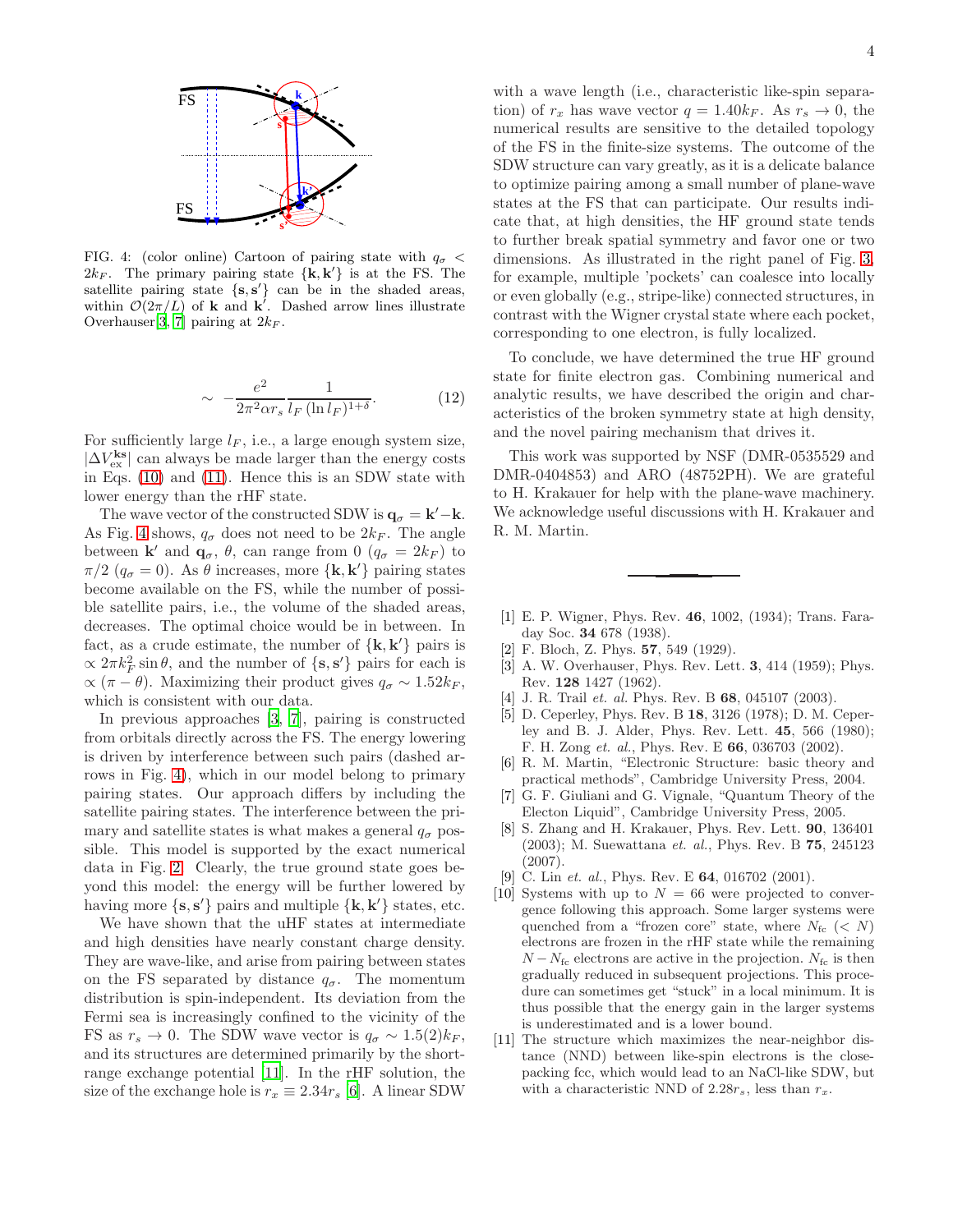FS

FS

FIG. 4: (color online) Cartoon of pairing state with $q_\sigma < 2k_F$. The primary pairing state $\{\mathbf{k},\mathbf{k}'\}$ is at the FS. The satellite pairing state $\{\mathbf{s},\mathbf{s}'\}$ can be in the shaded areas, within $\mathcal{O}(2\pi/L)$ of $\mathbf{k}$ and $\mathbf{k}'$. Dashed arrow lines illustrate Overhauser[3, 7] pairing at $2k_F$.

$$\sim \; -\frac{e^2}{2\pi^2\alpha r_s}\frac{1}{l_F\,(\ln l_F)^{1+\delta}}. \qquad (12)$$

For sufficiently large $l_F$, i.e., a large enough system size, $|\Delta V_{\rm ex}^{\mathbf{ks}}|$ can always be made larger than the energy costs in Eqs. (10) and (11). Hence this is an SDW state with lower energy than the rHF state.

The wave vector of the constructed SDW is $\mathbf{q}_\sigma = \mathbf{k}'-\mathbf{k}$. As Fig. 4 shows, $q_\sigma$ does not need to be $2k_F$. The angle between $\mathbf{k}'$ and $\mathbf{q}_\sigma$, $\theta$, can range from 0 ($q_\sigma = 2k_F$) to $\pi/2$ ($q_\sigma = 0$). As $\theta$ increases, more $\{\mathbf{k},\mathbf{k}'\}$ pairing states become available on the FS, while the number of possible satellite pairs, i.e., the volume of the shaded areas, decreases. The optimal choice would be in between. In fact, as a crude estimate, the number of $\{\mathbf{k},\mathbf{k}'\}$ pairs is $\propto 2\pi k_F^2 \sin\theta$, and the number of $\{\mathbf{s},\mathbf{s}'\}$ pairs for each is $\propto (\pi-\theta)$. Maximizing their product gives $q_\sigma \sim 1.52k_F$, which is consistent with our data.

In previous approaches [3, 7], pairing is constructed from orbitals directly across the FS. The energy lowering is driven by interference between such pairs (dashed arrows in Fig. 4), which in our model belong to primary pairing states. Our approach differs by including the satellite pairing states. The interference between the primary and satellite states is what makes a general $q_\sigma$ possible. This model is supported by the exact numerical data in Fig. 2. Clearly, the true ground state goes beyond this model: the energy will be further lowered by having more $\{\mathbf{s},\mathbf{s}'\}$ pairs and multiple $\{\mathbf{k},\mathbf{k}'\}$ states, etc.

We have shown that the uHF states at intermediate and high densities have nearly constant charge density. They are wave-like, and arise from pairing between states on the FS separated by distance $q_\sigma$. The momentum distribution is spin-independent. Its deviation from the Fermi sea is increasingly confined to the vicinity of the FS as $r_s \to 0$. The SDW wave vector is $q_\sigma \sim 1.5(2)k_F$, and its structures are determined primarily by the short-range exchange potential [11]. In the rHF solution, the size of the exchange hole is $r_x \equiv 2.34r_s$ [6]. A linear SDW with a wave length (i.e., characteristic like-spin separation) of $r_x$ has wave vector $q = 1.40k_F$. As $r_s \to 0$, the numerical results are sensitive to the detailed topology of the FS in the finite-size systems. The outcome of the SDW structure can vary greatly, as it is a delicate balance to optimize pairing among a small number of plane-wave states at the FS that can participate. Our results indicate that, at high densities, the HF ground state tends to further break spatial symmetry and favor one or two dimensions. As illustrated in the right panel of Fig. 3, for example, multiple 'pockets' can coalesce into locally or even globally (e.g., stripe-like) connected structures, in contrast with the Wigner crystal state where each pocket, corresponding to one electron, is fully localized.

To conclude, we have determined the true HF ground state for finite electron gas. Combining numerical and analytic results, we have described the origin and characteristics of the broken symmetry state at high density, and the novel pairing mechanism that drives it.

This work was supported by NSF (DMR-0535529 and DMR-0404853) and ARO (48752PH). We are grateful to H. Krakauer for help with the plane-wave machinery. We acknowledge useful discussions with H. Krakauer and R. M. Martin.

---

[1] E. P. Wigner, Phys. Rev. **46**, 1002, (1934); Trans. Faraday Soc. **34** 678 (1938).

[2] F. Bloch, Z. Phys. **57**, 549 (1929).

[3] A. W. Overhauser, Phys. Rev. Lett. **3**, 414 (1959); Phys. Rev. **128** 1427 (1962).

[4] J. R. Trail *et. al.* Phys. Rev. B **68**, 045107 (2003).

[5] D. Ceperley, Phys. Rev. B **18**, 3126 (1978); D. M. Ceperley and B. J. Alder, Phys. Rev. Lett. **45**, 566 (1980); F. H. Zong *et. al.*, Phys. Rev. E **66**, 036703 (2002).

[6] R. M. Martin, "Electronic Structure: basic theory and practical methods", Cambridge University Press, 2004.

[7] G. F. Giuliani and G. Vignale, "Quantum Theory of the Electon Liquid", Cambridge University Press, 2005.

[8] S. Zhang and H. Krakauer, Phys. Rev. Lett. **90**, 136401 (2003); M. Suewattana *et. al.*, Phys. Rev. B **75**, 245123 (2007).

[9] C. Lin *et. al.*, Phys. Rev. E **64**, 016702 (2001).

[10] Systems with up to $N = 66$ were projected to convergence following this approach. Some larger systems were quenched from a "frozen core" state, where $N_{\rm fc}$ ($< N$) electrons are frozen in the rHF state while the remaining $N - N_{\rm fc}$ electrons are active in the projection. $N_{\rm fc}$ is then gradually reduced in subsequent projections. This procedure can sometimes get "stuck" in a local minimum. It is thus possible that the energy gain in the larger systems is underestimated and is a lower bound.

[11] The structure which maximizes the near-neighbor distance (NND) between like-spin electrons is the close-packing fcc, which would lead to an NaCl-like SDW, but with a characteristic NND of $2.28r_s$, less than $r_x$.